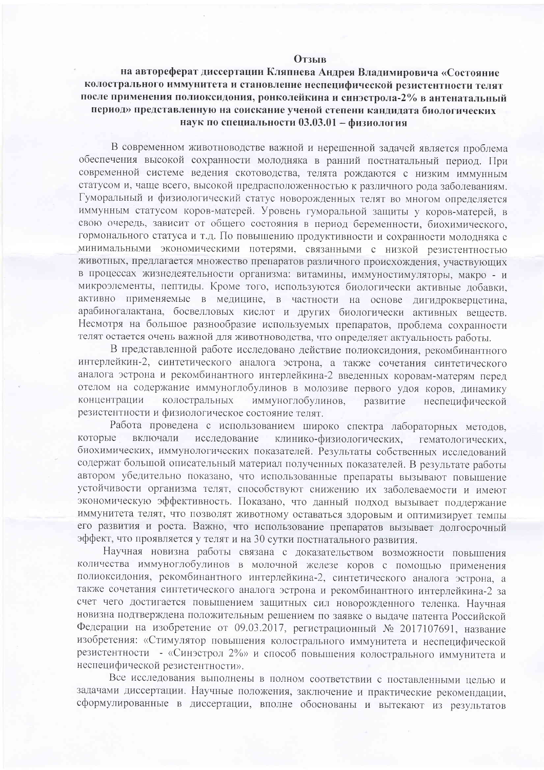# Отзыв

## на автореферат диссертации Кляпнева Андрея Владимировича «Состояние колострального иммунитета и становление неспецифической резистентности телят после применения полиоксидония, ронколейкина и синэстрола-2% в антенатальный период» представленную на соискание ученой степени кандидата биологических наук по специальности 03.03.01 – физиология

В современном животноводстве важной и нерешенной задачей является проблема обеспечения высокой сохранности молодняка в ранний постнатальный период. При современной системе ведения скотоводства, телята рождаются с низким иммунным статусом и, чаще всего, высокой предрасположенностью к различного рода заболеваниям. Гуморальный и физиологический статус новорожденных телят во многом определяется иммунным статусом коров-матерей. Уровень гуморальной защиты у коров-матерей, в свою очередь, зависит от общего состояния в период беременности, биохимического, гормонального статуса и т.д. По повышению продуктивности и сохранности молодняка с минимальными экономическими потерями, связанными с низкой резистентностью животных, предлагается множество препаратов различного происхождения, участвующих в процессах жизнедеятельности организма: витамины, иммуностимуляторы, макро - и микроэлементы, пептиды. Кроме того, используются биологически активные добавки, активно применяемые в медицине, в частности на основе дигидрокверцетина, арабиногалактана, босвелловых кислот и других биологически активных веществ. Несмотря на большое разнообразие используемых препаратов, проблема сохранности телят остается очень важной для животноводства, что определяет актуальность работы.

В представленной работе исследовано действие полиоксидония, рекомбинантного интерлейкин-2, синтетического аналога эстрона, а также сочетания синтетического аналога эстрона и рекомбинантного интерлейкина-2 введенных коровам-матерям перед отелом на содержание иммуноглобулинов в молозиве первого удоя коров, динамику концентрации колостральных иммуноглобулинов, развитие неспецифической резистентности и физиологическое состояние телят.

Работа проведена с использованием широко спектра лабораторных методов, которые включали исследование клинико-физиологических, гематологических, биохимических, иммунологических показателей. Результаты собственных исследований содержат большой описательный материал полученных показателей. В результате работы автором убедительно показано, что использованные препараты вызывают повышение устойчивости организма телят, способствуют снижению их заболеваемости и имеют экономическую эффективность. Показано, что данный подход вызывает поддержание иммунитета телят, что позволят животному оставаться здоровым и оптимизирует темпы его развития и роста. Важно, что использование препаратов вызывает долгосрочный эффект, что проявляется у телят и на 30 сутки постнатального развития.

Научная новизна работы связана с доказательством возможности повышения количества иммуноглобулинов в молочной железе коров с помощью применения полиоксидония, рекомбинантного интерлейкина-2, синтетического аналога эстрона, а также сочетания синтетического аналога эстрона и рекомбинантного интерлейкина-2 за счет чего достигается повышением защитных сил новорожденного теленка. Научная новизна подтверждена положительным решением по заявке о выдаче патента Российской Федерации на изобретение от 09.03.2017, регистрационный № 2017107691, название изобретения: «Стимулятор повышения колострального иммунитета и неспецифической резистентности - «Синэстрол 2%» и способ повышения колострального иммунитета и неспецифической резистентности».

Все исследования выполнены в полном соответствии с поставленными целью и задачами диссертации. Научные положения, заключение и практические рекомендации, сформулированные в диссертации, вполне обоснованы и вытекают из результатов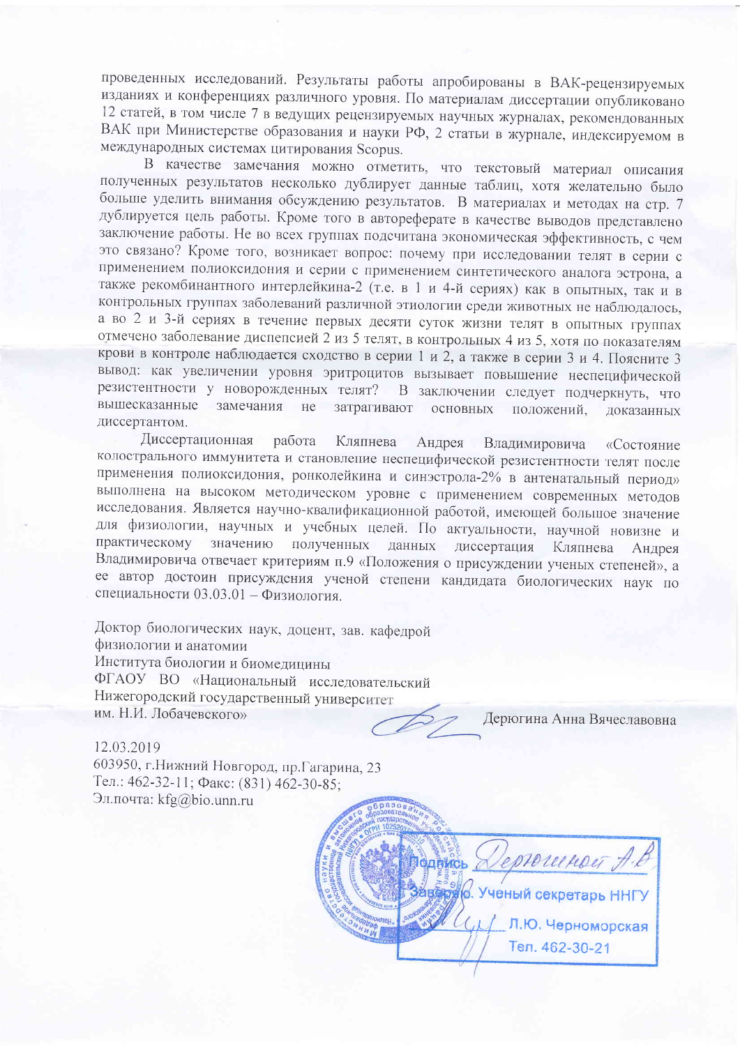проведенных исследований. Результаты работы апробированы в ВАК-рецензируемых изданиях и конференциях различного уровня. По материалам диссертации опубликовано 12 статей, в том числе 7 в ведущих рецензируемых научных журналах, рекомендованных ВАК при Министерстве образования и науки РФ, 2 статьи в журнале, индексируемом в международных системах цитирования Scopus.

В качестве замечания можно отметить, что текстовый материал описания полученных результатов несколько дублирует данные таблиц, хотя желательно было больше уделить внимания обсуждению результатов. В материалах и методах на стр. 7 дублируется цель работы. Кроме того в автореферате в качестве выводов представлено заключение работы. Не во всех группах подсчитана экономическая эффективность, с чем это связано? Кроме того, возникает вопрос: почему при исследовании телят в серии с применением полиоксидония и серии с применением синтетического аналога эстрона, а также рекомбинантного интерлейкина-2 (т.е. в 1 и 4-й сериях) как в опытных, так и в контрольных группах заболеваний различной этиологии среди животных не наблюдалось, а во 2 и 3-й сериях в течение первых десяти суток жизни телят в опытных группах отмечено заболевание диспепсией 2 из 5 телят, в контрольных 4 из 5, хотя по показателям крови в контроле наблюдается сходство в серии 1 и 2, а также в серии 3 и 4. Поясните 3 вывод: как увеличении уровня эритроцитов вызывает повышение неспецифической резистентности у новорожденных телят? В заключении следует подчеркнуть, что вышесказанные замечания не затрагивают основных положений, доказанных диссертантом.

Диссертационная работа Кляпнева Андрея Владимировича «Состояние колострального иммунитета и становление неспецифической резистентности телят после применения полиоксидония, ронколейкина и синэстрола-2% в антенатальный период» выполнена на высоком методическом уровне с применением современных методов исследования. Является научно-квалификационной работой, имеющей большое значение для физиологии, научных и учебных целей. По актуальности, научной новизне и практическому значению полученных данных диссертация Кляпнева Андрея Владимировича отвечает критериям п.9 «Положения о присуждении ученых степеней», а ее автор достоин присуждения ученой степени кандидата биологических наук по специальности 03.03.01 – Физиология.

Доктор биологических наук, доцент, зав. кафедрой физиологии и анатомии
Института биологии и биомедицины
ФГАОУ ВО «Национальный исследовательский Нижегородский государственный университет им. Н.И. Лобачевского»

Дерюгина Анна Вячеславовна

12.03.2019
603950, г.Нижний Новгород, пр.Гагарина, 23
Тел.: 462-32-11; Факс: (831) 462-30-85;
Эл.почта: kfg@bio.unn.ru

Подпись Дерюгиной А.В.
Заверяю. Ученый секретарь ННГУ
Л.Ю. Черноморская
Тел. 462-30-21